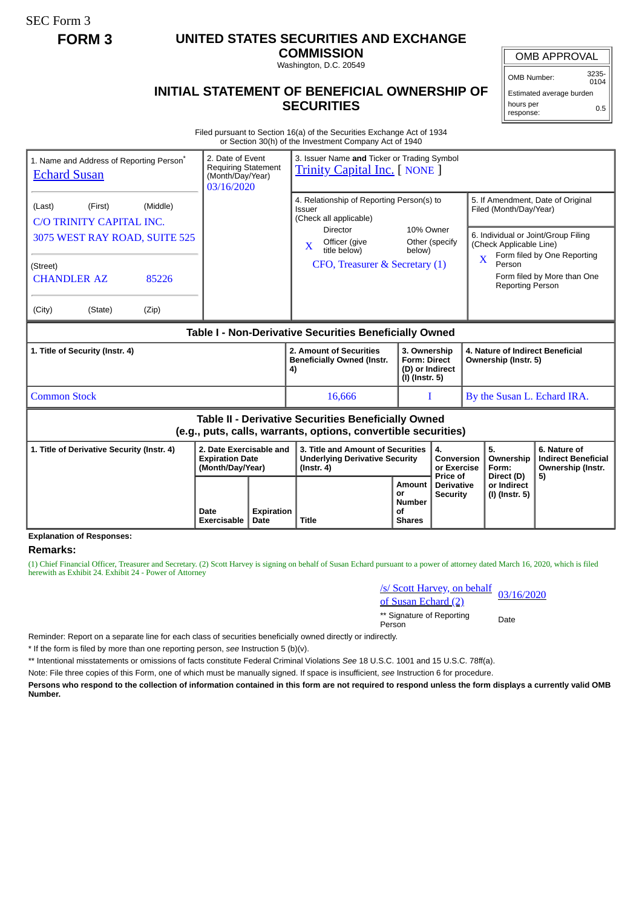SEC Form 3

**FORM 3**

# UNITED STATES SECURITIES AND EXCHANGE COMMISSION

Washington, D.C. 20549

## INITIAL STATEMENT OF BENEFICIAL OWNERSHIP OF SECURITIES

| OMB APPROVAL | |
|---|---|
| OMB Number: | 3235-0104 |
| Estimated average burden | |
| hours per response: | 0.5 |

Filed pursuant to Section 16(a) of the Securities Exchange Act of 1934 or Section 30(h) of the Investment Company Act of 1940

| 1. Name and Address of Reporting Person* | 2. Date of Event Requiring Statement (Month/Day/Year) | 3. Issuer Name **and** Ticker or Trading Symbol |
|---|---|---|
| Echard Susan | 03/16/2020 | Trinity Capital Inc. [ NONE ] |
| (Last) (First) (Middle) C/O TRINITY CAPITAL INC. 3075 WEST RAY ROAD, SUITE 525 | | 4. Relationship of Reporting Person(s) to Issuer (Check all applicable) Director / 10% Owner / X Officer (give title below) / Other (specify below) — CFO, Treasurer & Secretary (1) |
| (Street) CHANDLER AZ 85226 | | 5. If Amendment, Date of Original Filed (Month/Day/Year) |
| (City) (State) (Zip) | | 6. Individual or Joint/Group Filing (Check Applicable Line) X Form filed by One Reporting Person / Form filed by More than One Reporting Person |

**Table I - Non-Derivative Securities Beneficially Owned**

| 1. Title of Security (Instr. 4) | 2. Amount of Securities Beneficially Owned (Instr. 4) | 3. Ownership Form: Direct (D) or Indirect (I) (Instr. 5) | 4. Nature of Indirect Beneficial Ownership (Instr. 5) |
|---|---|---|---|
| Common Stock | 16,666 | I | By the Susan L. Echard IRA. |

**Table II - Derivative Securities Beneficially Owned (e.g., puts, calls, warrants, options, convertible securities)**

| 1. Title of Derivative Security (Instr. 4) | 2. Date Exercisable and Expiration Date (Month/Day/Year) | | 3. Title and Amount of Securities Underlying Derivative Security (Instr. 4) | | 4. Conversion or Exercise Price of Derivative Security | 5. Ownership Form: Direct (D) or Indirect (I) (Instr. 5) | 6. Nature of Indirect Beneficial Ownership (Instr. 5) |
|---|---|---|---|---|---|---|---|
| | Date Exercisable | Expiration Date | Title | Amount or Number of Shares | | | |

**Explanation of Responses:**

**Remarks:**

(1) Chief Financial Officer, Treasurer and Secretary. (2) Scott Harvey is signing on behalf of Susan Echard pursuant to a power of attorney dated March 16, 2020, which is filed herewith as Exhibit 24. Exhibit 24 - Power of Attorney

| /s/ Scott Harvey, on behalf of Susan Echard (2) | 03/16/2020 |
|---|---|
| ** Signature of Reporting Person | Date |

Reminder: Report on a separate line for each class of securities beneficially owned directly or indirectly.

\* If the form is filed by more than one reporting person, *see* Instruction 5 (b)(v).

** Intentional misstatements or omissions of facts constitute Federal Criminal Violations *See* 18 U.S.C. 1001 and 15 U.S.C. 78ff(a).

Note: File three copies of this Form, one of which must be manually signed. If space is insufficient, *see* Instruction 6 for procedure.

**Persons who respond to the collection of information contained in this form are not required to respond unless the form displays a currently valid OMB Number.**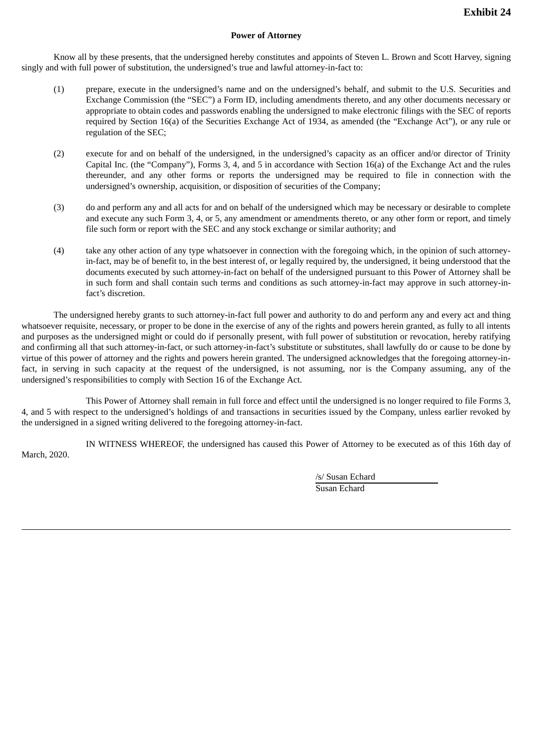**Exhibit 24**

**Power of Attorney**

Know all by these presents, that the undersigned hereby constitutes and appoints of Steven L. Brown and Scott Harvey, signing singly and with full power of substitution, the undersigned's true and lawful attorney-in-fact to:

(1) prepare, execute in the undersigned's name and on the undersigned's behalf, and submit to the U.S. Securities and Exchange Commission (the "SEC") a Form ID, including amendments thereto, and any other documents necessary or appropriate to obtain codes and passwords enabling the undersigned to make electronic filings with the SEC of reports required by Section 16(a) of the Securities Exchange Act of 1934, as amended (the "Exchange Act"), or any rule or regulation of the SEC;

(2) execute for and on behalf of the undersigned, in the undersigned's capacity as an officer and/or director of Trinity Capital Inc. (the "Company"), Forms 3, 4, and 5 in accordance with Section 16(a) of the Exchange Act and the rules thereunder, and any other forms or reports the undersigned may be required to file in connection with the undersigned's ownership, acquisition, or disposition of securities of the Company;

(3) do and perform any and all acts for and on behalf of the undersigned which may be necessary or desirable to complete and execute any such Form 3, 4, or 5, any amendment or amendments thereto, or any other form or report, and timely file such form or report with the SEC and any stock exchange or similar authority; and

(4) take any other action of any type whatsoever in connection with the foregoing which, in the opinion of such attorney-in-fact, may be of benefit to, in the best interest of, or legally required by, the undersigned, it being understood that the documents executed by such attorney-in-fact on behalf of the undersigned pursuant to this Power of Attorney shall be in such form and shall contain such terms and conditions as such attorney-in-fact may approve in such attorney-in-fact's discretion.

The undersigned hereby grants to such attorney-in-fact full power and authority to do and perform any and every act and thing whatsoever requisite, necessary, or proper to be done in the exercise of any of the rights and powers herein granted, as fully to all intents and purposes as the undersigned might or could do if personally present, with full power of substitution or revocation, hereby ratifying and confirming all that such attorney-in-fact, or such attorney-in-fact's substitute or substitutes, shall lawfully do or cause to be done by virtue of this power of attorney and the rights and powers herein granted. The undersigned acknowledges that the foregoing attorney-in-fact, in serving in such capacity at the request of the undersigned, is not assuming, nor is the Company assuming, any of the undersigned's responsibilities to comply with Section 16 of the Exchange Act.

This Power of Attorney shall remain in full force and effect until the undersigned is no longer required to file Forms 3, 4, and 5 with respect to the undersigned's holdings of and transactions in securities issued by the Company, unless earlier revoked by the undersigned in a signed writing delivered to the foregoing attorney-in-fact.

IN WITNESS WHEREOF, the undersigned has caused this Power of Attorney to be executed as of this 16th day of March, 2020.

/s/ Susan Echard

Susan Echard